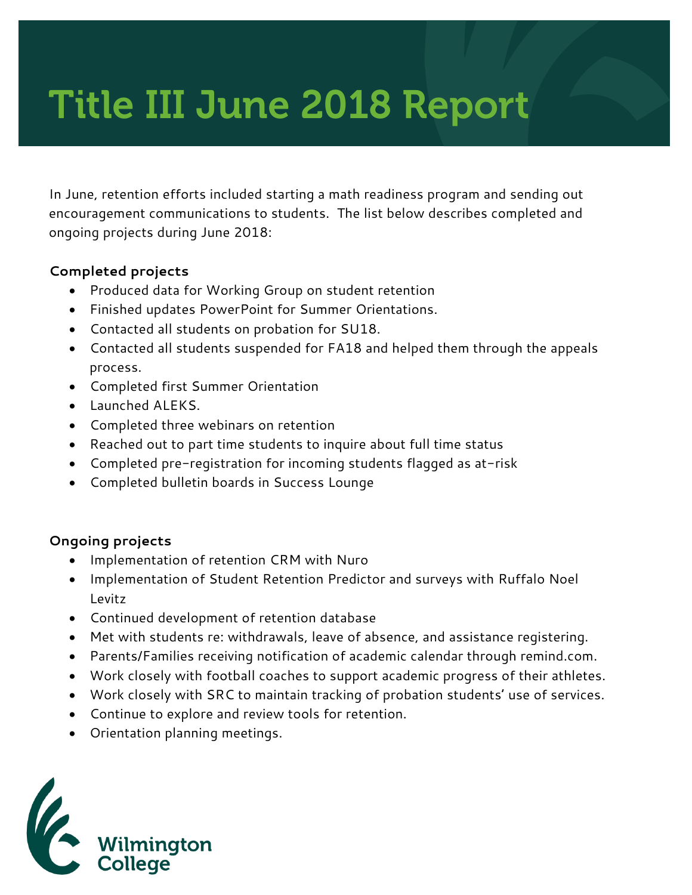# Title III June 2018 Report

In June, retention efforts included starting a math readiness program and sending out encouragement communications to students. The list below describes completed and ongoing projects during June 2018:

**Completed projects**

- Produced data for Working Group on student retention
- Finished updates PowerPoint for Summer Orientations.
- Contacted all students on probation for SU18.
- Contacted all students suspended for FA18 and helped them through the appeals process.
- Completed first Summer Orientation
- Launched ALEKS.
- Completed three webinars on retention
- Reached out to part time students to inquire about full time status
- Completed pre-registration for incoming students flagged as at-risk
- Completed bulletin boards in Success Lounge

**Ongoing projects**

- Implementation of retention CRM with Nuro
- Implementation of Student Retention Predictor and surveys with Ruffalo Noel Levitz
- Continued development of retention database
- Met with students re: withdrawals, leave of absence, and assistance registering.
- Parents/Families receiving notification of academic calendar through remind.com.
- Work closely with football coaches to support academic progress of their athletes.
- Work closely with SRC to maintain tracking of probation students' use of services.
- Continue to explore and review tools for retention.
- Orientation planning meetings.

Wilmington College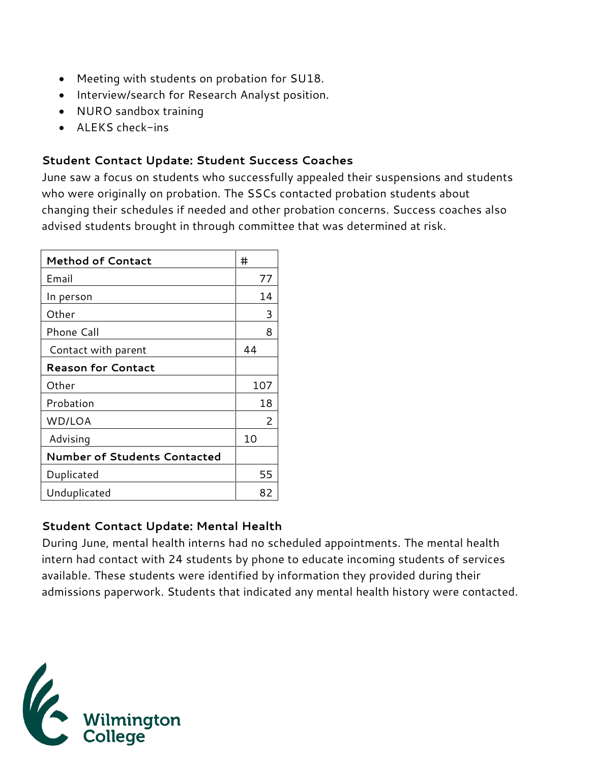- Meeting with students on probation for SU18.
- Interview/search for Research Analyst position.
- NURO sandbox training
- ALEKS check-ins

### Student Contact Update: Student Success Coaches

June saw a focus on students who successfully appealed their suspensions and students who were originally on probation. The SSCs contacted probation students about changing their schedules if needed and other probation concerns. Success coaches also advised students brought in through committee that was determined at risk.

| **Method of Contact** | # |
|---|---|
| Email | 77 |
| In person | 14 |
| Other | 3 |
| Phone Call | 8 |
| Contact with parent | 44 |
| **Reason for Contact** | |
| Other | 107 |
| Probation | 18 |
| WD/LOA | 2 |
| Advising | 10 |
| **Number of Students Contacted** | |
| Duplicated | 55 |
| Unduplicated | 82 |

### Student Contact Update: Mental Health

During June, mental health interns had no scheduled appointments. The mental health intern had contact with 24 students by phone to educate incoming students of services available. These students were identified by information they provided during their admissions paperwork. Students that indicated any mental health history were contacted.

Wilmington College